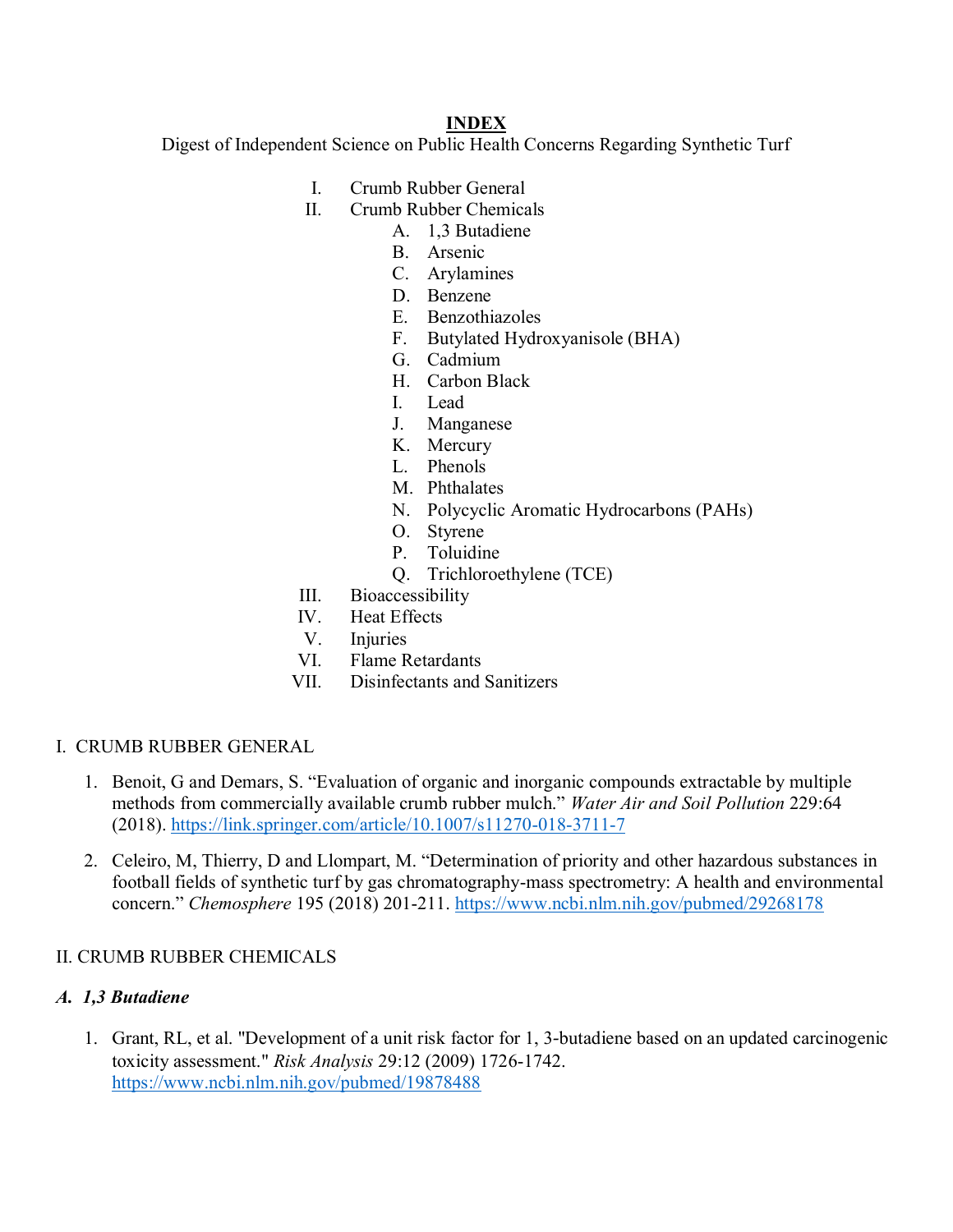# INDEX

Digest of Independent Science on Public Health Concerns Regarding Synthetic Turf

I. Crumb Rubber General
II. Crumb Rubber Chemicals
   - A. 1,3 Butadiene
   - B. Arsenic
   - C. Arylamines
   - D. Benzene
   - E. Benzothiazoles
   - F. Butylated Hydroxyanisole (BHA)
   - G. Cadmium
   - H. Carbon Black
   - I. Lead
   - J. Manganese
   - K. Mercury
   - L. Phenols
   - M. Phthalates
   - N. Polycyclic Aromatic Hydrocarbons (PAHs)
   - O. Styrene
   - P. Toluidine
   - Q. Trichloroethylene (TCE)

III. Bioaccessibility
IV. Heat Effects
V. Injuries
VI. Flame Retardants
VII. Disinfectants and Sanitizers

## I. CRUMB RUBBER GENERAL

1. Benoit, G and Demars, S. "Evaluation of organic and inorganic compounds extractable by multiple methods from commercially available crumb rubber mulch." *Water Air and Soil Pollution* 229:64 (2018). https://link.springer.com/article/10.1007/s11270-018-3711-7

2. Celeiro, M, Thierry, D and Llompart, M. "Determination of priority and other hazardous substances in football fields of synthetic turf by gas chromatography-mass spectrometry: A health and environmental concern." *Chemosphere* 195 (2018) 201-211. https://www.ncbi.nlm.nih.gov/pubmed/29268178

## II. CRUMB RUBBER CHEMICALS

### *A. 1,3 Butadiene*

1. Grant, RL, et al. "Development of a unit risk factor for 1, 3-butadiene based on an updated carcinogenic toxicity assessment." *Risk Analysis* 29:12 (2009) 1726-1742. https://www.ncbi.nlm.nih.gov/pubmed/19878488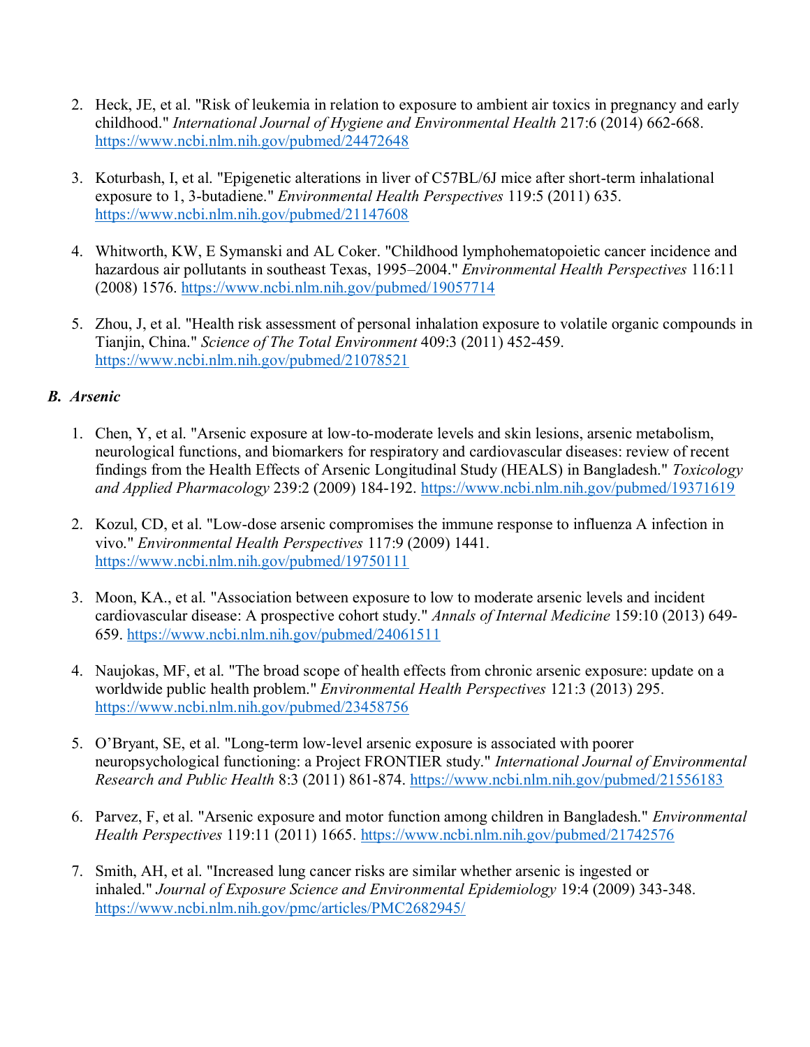2. Heck, JE, et al. "Risk of leukemia in relation to exposure to ambient air toxics in pregnancy and early childhood." *International Journal of Hygiene and Environmental Health* 217:6 (2014) 662-668. https://www.ncbi.nlm.nih.gov/pubmed/24472648

3. Koturbash, I, et al. "Epigenetic alterations in liver of C57BL/6J mice after short-term inhalational exposure to 1, 3-butadiene." *Environmental Health Perspectives* 119:5 (2011) 635. https://www.ncbi.nlm.nih.gov/pubmed/21147608

4. Whitworth, KW, E Symanski and AL Coker. "Childhood lymphohematopoietic cancer incidence and hazardous air pollutants in southeast Texas, 1995–2004." *Environmental Health Perspectives* 116:11 (2008) 1576. https://www.ncbi.nlm.nih.gov/pubmed/19057714

5. Zhou, J, et al. "Health risk assessment of personal inhalation exposure to volatile organic compounds in Tianjin, China." *Science of The Total Environment* 409:3 (2011) 452-459. https://www.ncbi.nlm.nih.gov/pubmed/21078521

### *B. Arsenic*

1. Chen, Y, et al. "Arsenic exposure at low-to-moderate levels and skin lesions, arsenic metabolism, neurological functions, and biomarkers for respiratory and cardiovascular diseases: review of recent findings from the Health Effects of Arsenic Longitudinal Study (HEALS) in Bangladesh." *Toxicology and Applied Pharmacology* 239:2 (2009) 184-192. https://www.ncbi.nlm.nih.gov/pubmed/19371619

2. Kozul, CD, et al. "Low-dose arsenic compromises the immune response to influenza A infection in vivo." *Environmental Health Perspectives* 117:9 (2009) 1441. https://www.ncbi.nlm.nih.gov/pubmed/19750111

3. Moon, KA., et al. "Association between exposure to low to moderate arsenic levels and incident cardiovascular disease: A prospective cohort study." *Annals of Internal Medicine* 159:10 (2013) 649-659. https://www.ncbi.nlm.nih.gov/pubmed/24061511

4. Naujokas, MF, et al. "The broad scope of health effects from chronic arsenic exposure: update on a worldwide public health problem." *Environmental Health Perspectives* 121:3 (2013) 295. https://www.ncbi.nlm.nih.gov/pubmed/23458756

5. O'Bryant, SE, et al. "Long-term low-level arsenic exposure is associated with poorer neuropsychological functioning: a Project FRONTIER study." *International Journal of Environmental Research and Public Health* 8:3 (2011) 861-874. https://www.ncbi.nlm.nih.gov/pubmed/21556183

6. Parvez, F, et al. "Arsenic exposure and motor function among children in Bangladesh." *Environmental Health Perspectives* 119:11 (2011) 1665. https://www.ncbi.nlm.nih.gov/pubmed/21742576

7. Smith, AH, et al. "Increased lung cancer risks are similar whether arsenic is ingested or inhaled." *Journal of Exposure Science and Environmental Epidemiology* 19:4 (2009) 343-348. https://www.ncbi.nlm.nih.gov/pmc/articles/PMC2682945/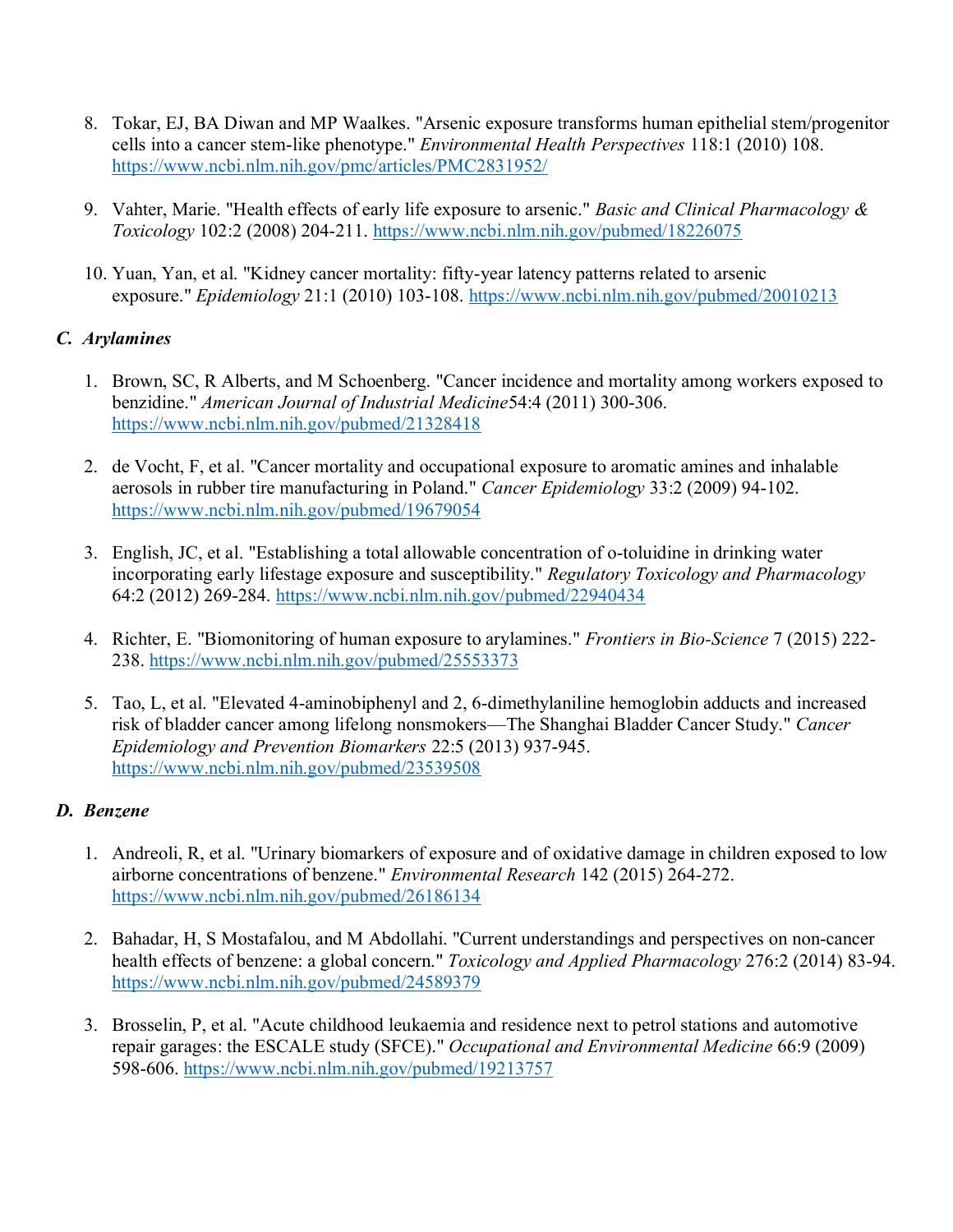8. Tokar, EJ, BA Diwan and MP Waalkes. "Arsenic exposure transforms human epithelial stem/progenitor cells into a cancer stem-like phenotype." *Environmental Health Perspectives* 118:1 (2010) 108. https://www.ncbi.nlm.nih.gov/pmc/articles/PMC2831952/

9. Vahter, Marie. "Health effects of early life exposure to arsenic." *Basic and Clinical Pharmacology & Toxicology* 102:2 (2008) 204-211. https://www.ncbi.nlm.nih.gov/pubmed/18226075

10. Yuan, Yan, et al. "Kidney cancer mortality: fifty-year latency patterns related to arsenic exposure." *Epidemiology* 21:1 (2010) 103-108. https://www.ncbi.nlm.nih.gov/pubmed/20010213

### *C. Arylamines*

1. Brown, SC, R Alberts, and M Schoenberg. "Cancer incidence and mortality among workers exposed to benzidine." *American Journal of Industrial Medicine*54:4 (2011) 300-306. https://www.ncbi.nlm.nih.gov/pubmed/21328418

2. de Vocht, F, et al. "Cancer mortality and occupational exposure to aromatic amines and inhalable aerosols in rubber tire manufacturing in Poland." *Cancer Epidemiology* 33:2 (2009) 94-102. https://www.ncbi.nlm.nih.gov/pubmed/19679054

3. English, JC, et al. "Establishing a total allowable concentration of o-toluidine in drinking water incorporating early lifestage exposure and susceptibility." *Regulatory Toxicology and Pharmacology* 64:2 (2012) 269-284. https://www.ncbi.nlm.nih.gov/pubmed/22940434

4. Richter, E. "Biomonitoring of human exposure to arylamines." *Frontiers in Bio-Science* 7 (2015) 222-238. https://www.ncbi.nlm.nih.gov/pubmed/25553373

5. Tao, L, et al. "Elevated 4-aminobiphenyl and 2, 6-dimethylaniline hemoglobin adducts and increased risk of bladder cancer among lifelong nonsmokers—The Shanghai Bladder Cancer Study." *Cancer Epidemiology and Prevention Biomarkers* 22:5 (2013) 937-945. https://www.ncbi.nlm.nih.gov/pubmed/23539508

### *D. Benzene*

1. Andreoli, R, et al. "Urinary biomarkers of exposure and of oxidative damage in children exposed to low airborne concentrations of benzene." *Environmental Research* 142 (2015) 264-272. https://www.ncbi.nlm.nih.gov/pubmed/26186134

2. Bahadar, H, S Mostafalou, and M Abdollahi. "Current understandings and perspectives on non-cancer health effects of benzene: a global concern." *Toxicology and Applied Pharmacology* 276:2 (2014) 83-94. https://www.ncbi.nlm.nih.gov/pubmed/24589379

3. Brosselin, P, et al. "Acute childhood leukaemia and residence next to petrol stations and automotive repair garages: the ESCALE study (SFCE)." *Occupational and Environmental Medicine* 66:9 (2009) 598-606. https://www.ncbi.nlm.nih.gov/pubmed/19213757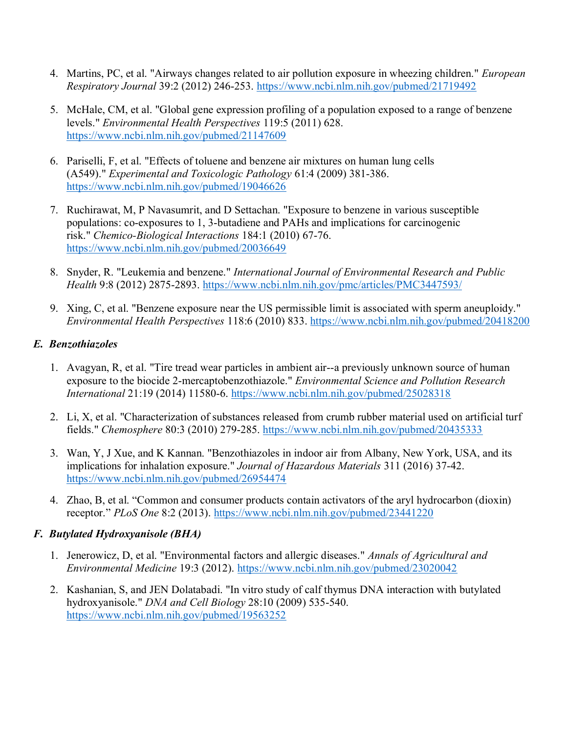4. Martins, PC, et al. "Airways changes related to air pollution exposure in wheezing children." *European Respiratory Journal* 39:2 (2012) 246-253. https://www.ncbi.nlm.nih.gov/pubmed/21719492

5. McHale, CM, et al. "Global gene expression profiling of a population exposed to a range of benzene levels." *Environmental Health Perspectives* 119:5 (2011) 628. https://www.ncbi.nlm.nih.gov/pubmed/21147609

6. Pariselli, F, et al. "Effects of toluene and benzene air mixtures on human lung cells (A549)." *Experimental and Toxicologic Pathology* 61:4 (2009) 381-386. https://www.ncbi.nlm.nih.gov/pubmed/19046626

7. Ruchirawat, M, P Navasumrit, and D Settachan. "Exposure to benzene in various susceptible populations: co-exposures to 1, 3-butadiene and PAHs and implications for carcinogenic risk." *Chemico-Biological Interactions* 184:1 (2010) 67-76. https://www.ncbi.nlm.nih.gov/pubmed/20036649

8. Snyder, R. "Leukemia and benzene." *International Journal of Environmental Research and Public Health* 9:8 (2012) 2875-2893. https://www.ncbi.nlm.nih.gov/pmc/articles/PMC3447593/

9. Xing, C, et al. "Benzene exposure near the US permissible limit is associated with sperm aneuploidy." *Environmental Health Perspectives* 118:6 (2010) 833. https://www.ncbi.nlm.nih.gov/pubmed/20418200

### *E. Benzothiazoles*

1. Avagyan, R, et al. "Tire tread wear particles in ambient air--a previously unknown source of human exposure to the biocide 2-mercaptobenzothiazole." *Environmental Science and Pollution Research International* 21:19 (2014) 11580-6. https://www.ncbi.nlm.nih.gov/pubmed/25028318

2. Li, X, et al. "Characterization of substances released from crumb rubber material used on artificial turf fields." *Chemosphere* 80:3 (2010) 279-285. https://www.ncbi.nlm.nih.gov/pubmed/20435333

3. Wan, Y, J Xue, and K Kannan. "Benzothiazoles in indoor air from Albany, New York, USA, and its implications for inhalation exposure." *Journal of Hazardous Materials* 311 (2016) 37-42. https://www.ncbi.nlm.nih.gov/pubmed/26954474

4. Zhao, B, et al. "Common and consumer products contain activators of the aryl hydrocarbon (dioxin) receptor." *PLoS One* 8:2 (2013). https://www.ncbi.nlm.nih.gov/pubmed/23441220

### *F. Butylated Hydroxyanisole (BHA)*

1. Jenerowicz, D, et al. "Environmental factors and allergic diseases." *Annals of Agricultural and Environmental Medicine* 19:3 (2012). https://www.ncbi.nlm.nih.gov/pubmed/23020042

2. Kashanian, S, and JEN Dolatabadi. "In vitro study of calf thymus DNA interaction with butylated hydroxyanisole." *DNA and Cell Biology* 28:10 (2009) 535-540. https://www.ncbi.nlm.nih.gov/pubmed/19563252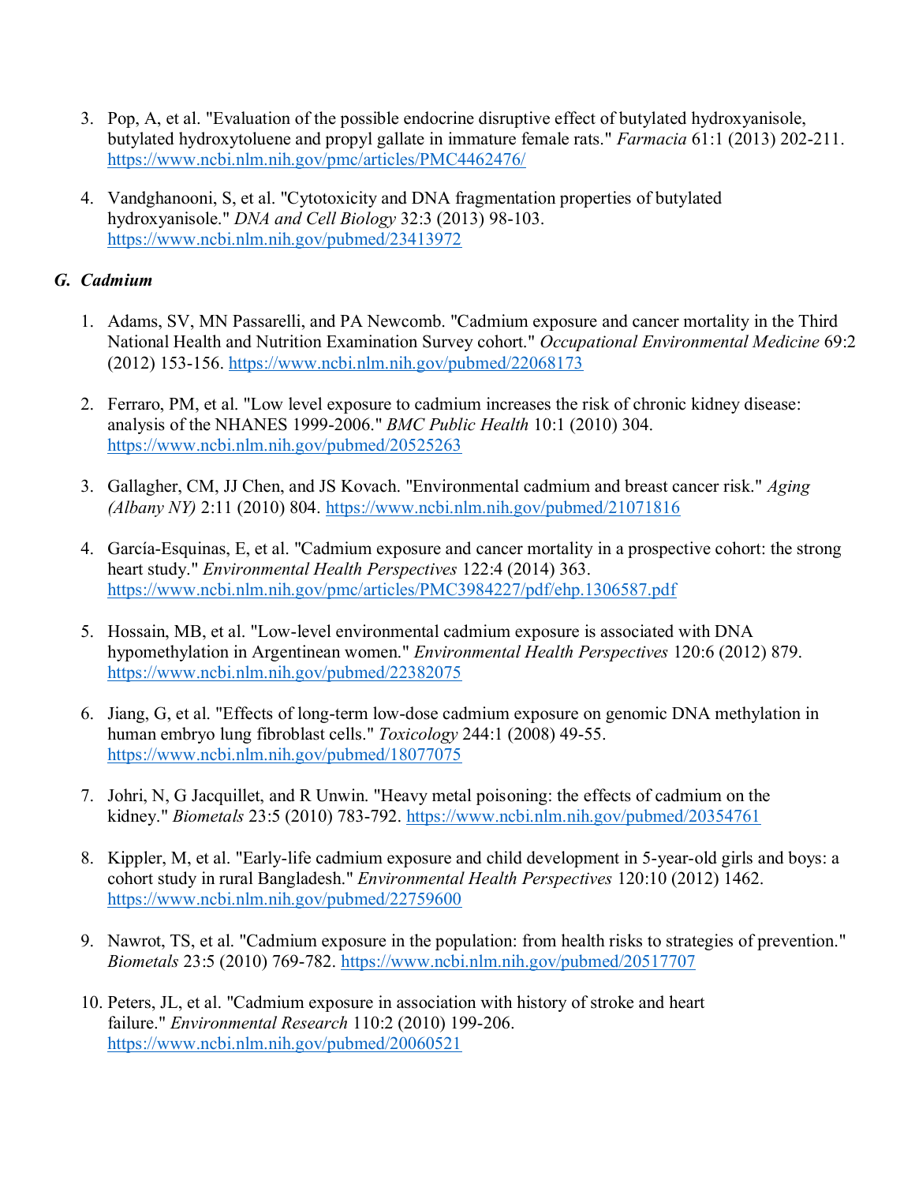3. Pop, A, et al. "Evaluation of the possible endocrine disruptive effect of butylated hydroxyanisole, butylated hydroxytoluene and propyl gallate in immature female rats." *Farmacia* 61:1 (2013) 202-211. https://www.ncbi.nlm.nih.gov/pmc/articles/PMC4462476/

4. Vandghanooni, S, et al. "Cytotoxicity and DNA fragmentation properties of butylated hydroxyanisole." *DNA and Cell Biology* 32:3 (2013) 98-103. https://www.ncbi.nlm.nih.gov/pubmed/23413972

### *G. Cadmium*

1. Adams, SV, MN Passarelli, and PA Newcomb. "Cadmium exposure and cancer mortality in the Third National Health and Nutrition Examination Survey cohort." *Occupational Environmental Medicine* 69:2 (2012) 153-156. https://www.ncbi.nlm.nih.gov/pubmed/22068173

2. Ferraro, PM, et al. "Low level exposure to cadmium increases the risk of chronic kidney disease: analysis of the NHANES 1999-2006." *BMC Public Health* 10:1 (2010) 304. https://www.ncbi.nlm.nih.gov/pubmed/20525263

3. Gallagher, CM, JJ Chen, and JS Kovach. "Environmental cadmium and breast cancer risk." *Aging (Albany NY)* 2:11 (2010) 804. https://www.ncbi.nlm.nih.gov/pubmed/21071816

4. García-Esquinas, E, et al. "Cadmium exposure and cancer mortality in a prospective cohort: the strong heart study." *Environmental Health Perspectives* 122:4 (2014) 363. https://www.ncbi.nlm.nih.gov/pmc/articles/PMC3984227/pdf/ehp.1306587.pdf

5. Hossain, MB, et al. "Low-level environmental cadmium exposure is associated with DNA hypomethylation in Argentinean women." *Environmental Health Perspectives* 120:6 (2012) 879. https://www.ncbi.nlm.nih.gov/pubmed/22382075

6. Jiang, G, et al. "Effects of long-term low-dose cadmium exposure on genomic DNA methylation in human embryo lung fibroblast cells." *Toxicology* 244:1 (2008) 49-55. https://www.ncbi.nlm.nih.gov/pubmed/18077075

7. Johri, N, G Jacquillet, and R Unwin. "Heavy metal poisoning: the effects of cadmium on the kidney." *Biometals* 23:5 (2010) 783-792. https://www.ncbi.nlm.nih.gov/pubmed/20354761

8. Kippler, M, et al. "Early-life cadmium exposure and child development in 5-year-old girls and boys: a cohort study in rural Bangladesh." *Environmental Health Perspectives* 120:10 (2012) 1462. https://www.ncbi.nlm.nih.gov/pubmed/22759600

9. Nawrot, TS, et al. "Cadmium exposure in the population: from health risks to strategies of prevention." *Biometals* 23:5 (2010) 769-782. https://www.ncbi.nlm.nih.gov/pubmed/20517707

10. Peters, JL, et al. "Cadmium exposure in association with history of stroke and heart failure." *Environmental Research* 110:2 (2010) 199-206. https://www.ncbi.nlm.nih.gov/pubmed/20060521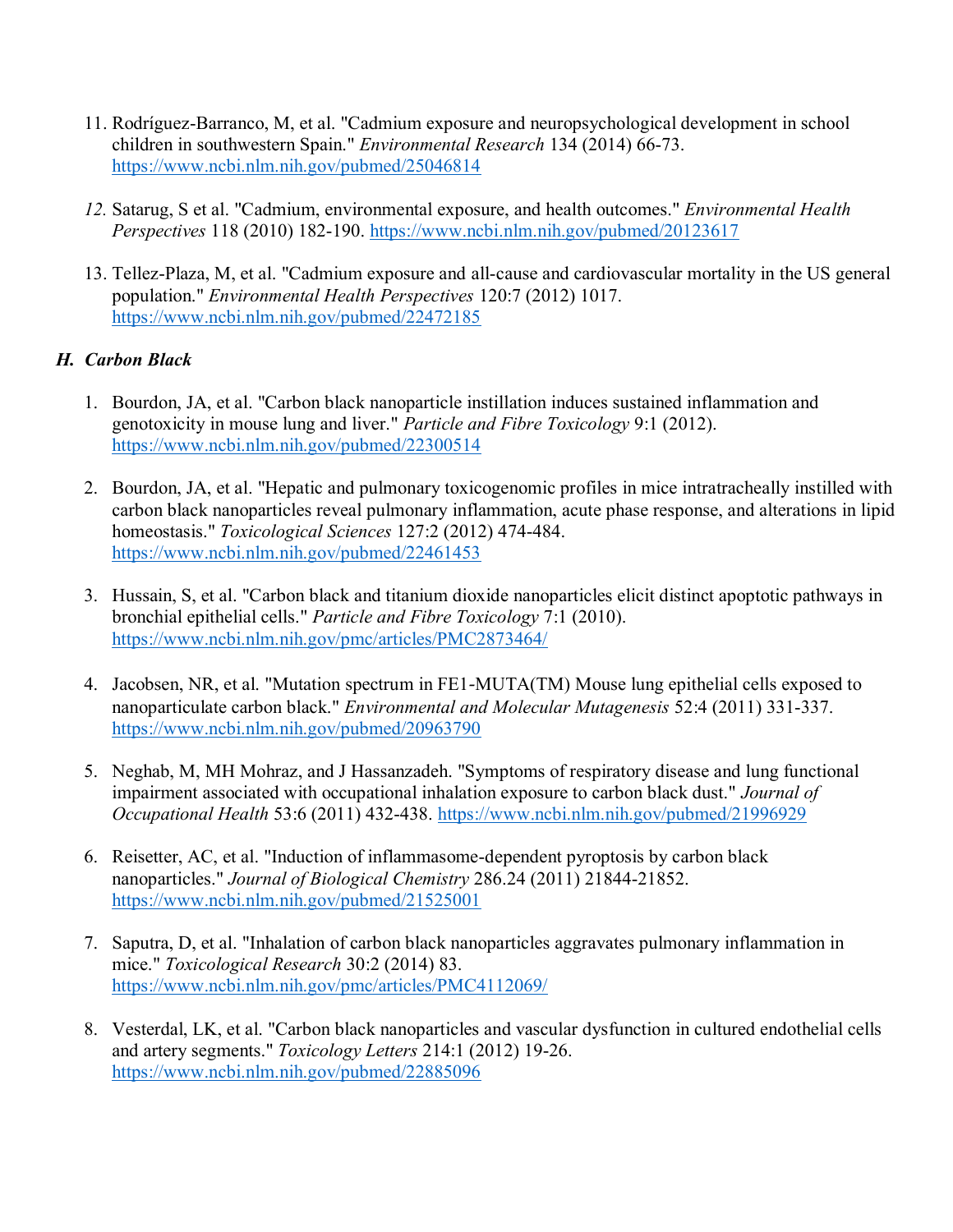11. Rodríguez-Barranco, M, et al. "Cadmium exposure and neuropsychological development in school children in southwestern Spain." *Environmental Research* 134 (2014) 66-73. https://www.ncbi.nlm.nih.gov/pubmed/25046814

12. Satarug, S et al. "Cadmium, environmental exposure, and health outcomes." *Environmental Health Perspectives* 118 (2010) 182-190. https://www.ncbi.nlm.nih.gov/pubmed/20123617

13. Tellez-Plaza, M, et al. "Cadmium exposure and all-cause and cardiovascular mortality in the US general population." *Environmental Health Perspectives* 120:7 (2012) 1017. https://www.ncbi.nlm.nih.gov/pubmed/22472185

### *H. Carbon Black*

1. Bourdon, JA, et al. "Carbon black nanoparticle instillation induces sustained inflammation and genotoxicity in mouse lung and liver." *Particle and Fibre Toxicology* 9:1 (2012). https://www.ncbi.nlm.nih.gov/pubmed/22300514

2. Bourdon, JA, et al. "Hepatic and pulmonary toxicogenomic profiles in mice intratracheally instilled with carbon black nanoparticles reveal pulmonary inflammation, acute phase response, and alterations in lipid homeostasis." *Toxicological Sciences* 127:2 (2012) 474-484. https://www.ncbi.nlm.nih.gov/pubmed/22461453

3. Hussain, S, et al. "Carbon black and titanium dioxide nanoparticles elicit distinct apoptotic pathways in bronchial epithelial cells." *Particle and Fibre Toxicology* 7:1 (2010). https://www.ncbi.nlm.nih.gov/pmc/articles/PMC2873464/

4. Jacobsen, NR, et al. "Mutation spectrum in FE1-MUTA(TM) Mouse lung epithelial cells exposed to nanoparticulate carbon black." *Environmental and Molecular Mutagenesis* 52:4 (2011) 331-337. https://www.ncbi.nlm.nih.gov/pubmed/20963790

5. Neghab, M, MH Mohraz, and J Hassanzadeh. "Symptoms of respiratory disease and lung functional impairment associated with occupational inhalation exposure to carbon black dust." *Journal of Occupational Health* 53:6 (2011) 432-438. https://www.ncbi.nlm.nih.gov/pubmed/21996929

6. Reisetter, AC, et al. "Induction of inflammasome-dependent pyroptosis by carbon black nanoparticles." *Journal of Biological Chemistry* 286.24 (2011) 21844-21852. https://www.ncbi.nlm.nih.gov/pubmed/21525001

7. Saputra, D, et al. "Inhalation of carbon black nanoparticles aggravates pulmonary inflammation in mice." *Toxicological Research* 30:2 (2014) 83. https://www.ncbi.nlm.nih.gov/pmc/articles/PMC4112069/

8. Vesterdal, LK, et al. "Carbon black nanoparticles and vascular dysfunction in cultured endothelial cells and artery segments." *Toxicology Letters* 214:1 (2012) 19-26. https://www.ncbi.nlm.nih.gov/pubmed/22885096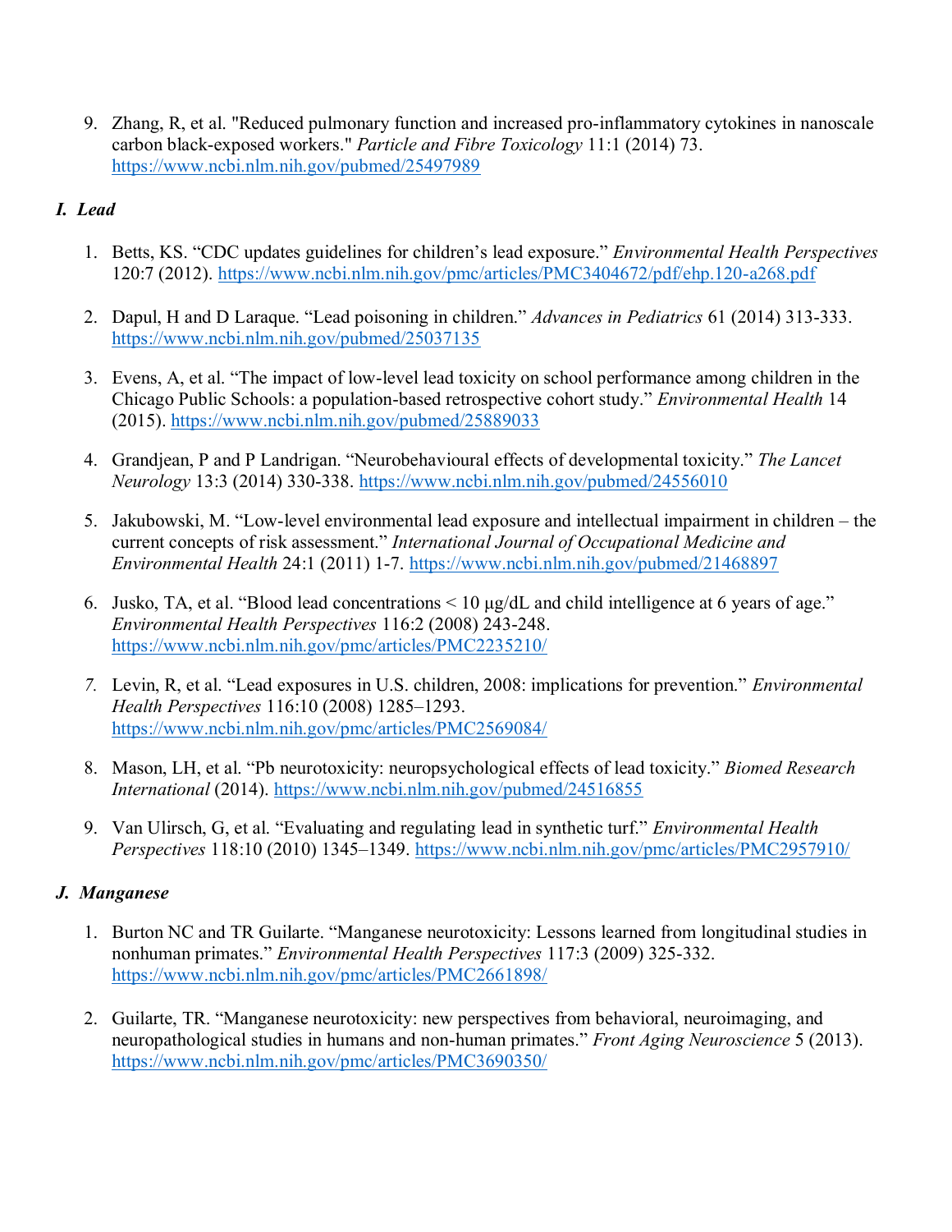9. Zhang, R, et al. "Reduced pulmonary function and increased pro-inflammatory cytokines in nanoscale carbon black-exposed workers." *Particle and Fibre Toxicology* 11:1 (2014) 73. https://www.ncbi.nlm.nih.gov/pubmed/25497989

### *I. Lead*

1. Betts, KS. "CDC updates guidelines for children's lead exposure." *Environmental Health Perspectives* 120:7 (2012). https://www.ncbi.nlm.nih.gov/pmc/articles/PMC3404672/pdf/ehp.120-a268.pdf

2. Dapul, H and D Laraque. "Lead poisoning in children." *Advances in Pediatrics* 61 (2014) 313-333. https://www.ncbi.nlm.nih.gov/pubmed/25037135

3. Evens, A, et al. "The impact of low-level lead toxicity on school performance among children in the Chicago Public Schools: a population-based retrospective cohort study." *Environmental Health* 14 (2015). https://www.ncbi.nlm.nih.gov/pubmed/25889033

4. Grandjean, P and P Landrigan. "Neurobehavioural effects of developmental toxicity." *The Lancet Neurology* 13:3 (2014) 330-338. https://www.ncbi.nlm.nih.gov/pubmed/24556010

5. Jakubowski, M. "Low-level environmental lead exposure and intellectual impairment in children – the current concepts of risk assessment." *International Journal of Occupational Medicine and Environmental Health* 24:1 (2011) 1-7. https://www.ncbi.nlm.nih.gov/pubmed/21468897

6. Jusko, TA, et al. "Blood lead concentrations < 10 µg/dL and child intelligence at 6 years of age." *Environmental Health Perspectives* 116:2 (2008) 243-248. https://www.ncbi.nlm.nih.gov/pmc/articles/PMC2235210/

7. Levin, R, et al. "Lead exposures in U.S. children, 2008: implications for prevention." *Environmental Health Perspectives* 116:10 (2008) 1285–1293. https://www.ncbi.nlm.nih.gov/pmc/articles/PMC2569084/

8. Mason, LH, et al. "Pb neurotoxicity: neuropsychological effects of lead toxicity." *Biomed Research International* (2014). https://www.ncbi.nlm.nih.gov/pubmed/24516855

9. Van Ulirsch, G, et al. "Evaluating and regulating lead in synthetic turf." *Environmental Health Perspectives* 118:10 (2010) 1345–1349. https://www.ncbi.nlm.nih.gov/pmc/articles/PMC2957910/

### *J. Manganese*

1. Burton NC and TR Guilarte. "Manganese neurotoxicity: Lessons learned from longitudinal studies in nonhuman primates." *Environmental Health Perspectives* 117:3 (2009) 325-332. https://www.ncbi.nlm.nih.gov/pmc/articles/PMC2661898/

2. Guilarte, TR. "Manganese neurotoxicity: new perspectives from behavioral, neuroimaging, and neuropathological studies in humans and non-human primates." *Front Aging Neuroscience* 5 (2013). https://www.ncbi.nlm.nih.gov/pmc/articles/PMC3690350/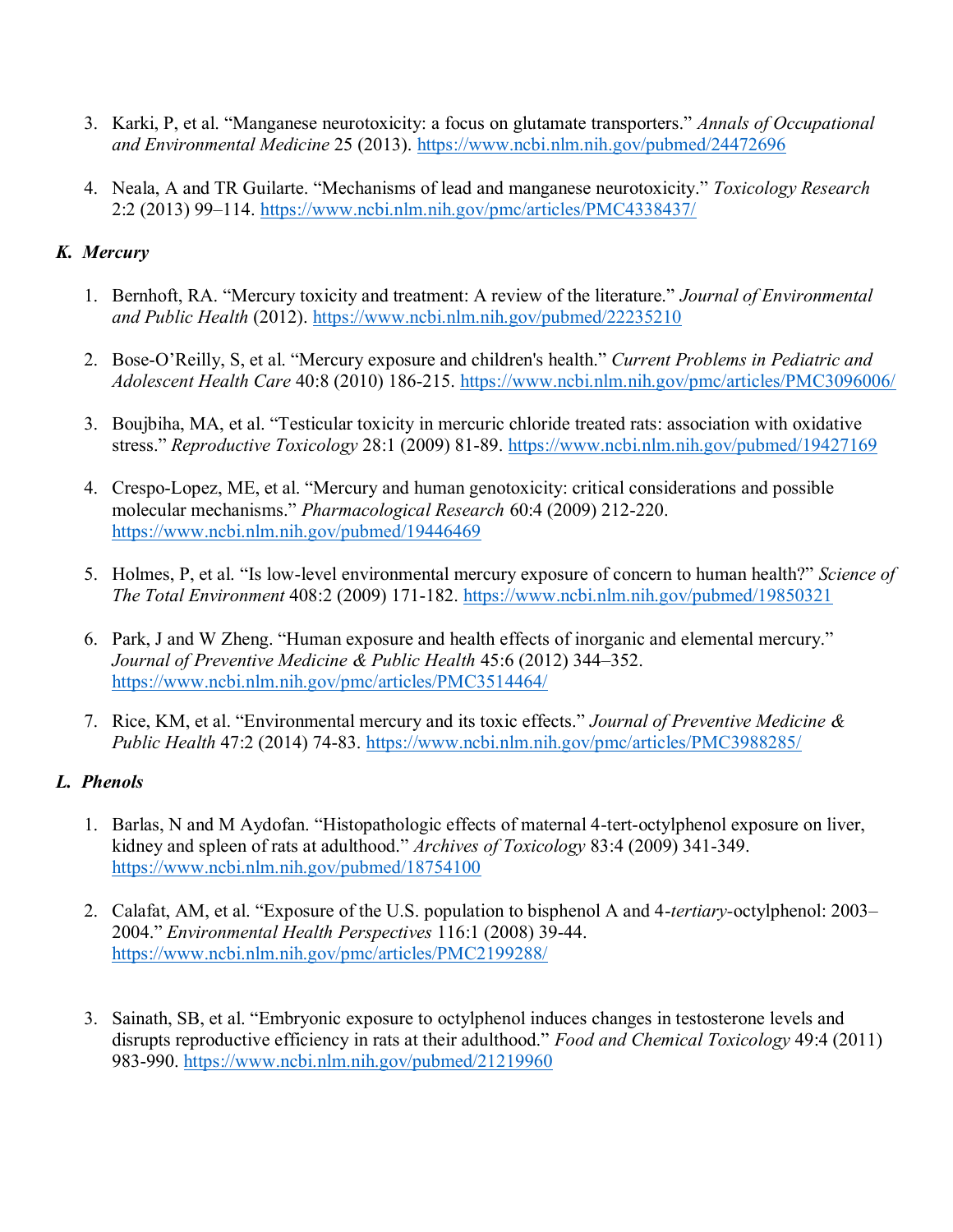3. Karki, P, et al. "Manganese neurotoxicity: a focus on glutamate transporters." *Annals of Occupational and Environmental Medicine* 25 (2013). https://www.ncbi.nlm.nih.gov/pubmed/24472696

4. Neala, A and TR Guilarte. "Mechanisms of lead and manganese neurotoxicity." *Toxicology Research* 2:2 (2013) 99–114. https://www.ncbi.nlm.nih.gov/pmc/articles/PMC4338437/

### *K. Mercury*

1. Bernhoft, RA. "Mercury toxicity and treatment: A review of the literature." *Journal of Environmental and Public Health* (2012). https://www.ncbi.nlm.nih.gov/pubmed/22235210

2. Bose-O'Reilly, S, et al. "Mercury exposure and children's health." *Current Problems in Pediatric and Adolescent Health Care* 40:8 (2010) 186-215. https://www.ncbi.nlm.nih.gov/pmc/articles/PMC3096006/

3. Boujbiha, MA, et al. "Testicular toxicity in mercuric chloride treated rats: association with oxidative stress." *Reproductive Toxicology* 28:1 (2009) 81-89. https://www.ncbi.nlm.nih.gov/pubmed/19427169

4. Crespo-Lopez, ME, et al. "Mercury and human genotoxicity: critical considerations and possible molecular mechanisms." *Pharmacological Research* 60:4 (2009) 212-220. https://www.ncbi.nlm.nih.gov/pubmed/19446469

5. Holmes, P, et al. "Is low-level environmental mercury exposure of concern to human health?" *Science of The Total Environment* 408:2 (2009) 171-182. https://www.ncbi.nlm.nih.gov/pubmed/19850321

6. Park, J and W Zheng. "Human exposure and health effects of inorganic and elemental mercury." *Journal of Preventive Medicine & Public Health* 45:6 (2012) 344–352. https://www.ncbi.nlm.nih.gov/pmc/articles/PMC3514464/

7. Rice, KM, et al. "Environmental mercury and its toxic effects." *Journal of Preventive Medicine & Public Health* 47:2 (2014) 74-83. https://www.ncbi.nlm.nih.gov/pmc/articles/PMC3988285/

### *L. Phenols*

1. Barlas, N and M Aydofan. "Histopathologic effects of maternal 4-tert-octylphenol exposure on liver, kidney and spleen of rats at adulthood." *Archives of Toxicology* 83:4 (2009) 341-349. https://www.ncbi.nlm.nih.gov/pubmed/18754100

2. Calafat, AM, et al. "Exposure of the U.S. population to bisphenol A and 4-*tertiary*-octylphenol: 2003–2004." *Environmental Health Perspectives* 116:1 (2008) 39-44. https://www.ncbi.nlm.nih.gov/pmc/articles/PMC2199288/

3. Sainath, SB, et al. "Embryonic exposure to octylphenol induces changes in testosterone levels and disrupts reproductive efficiency in rats at their adulthood." *Food and Chemical Toxicology* 49:4 (2011) 983-990. https://www.ncbi.nlm.nih.gov/pubmed/21219960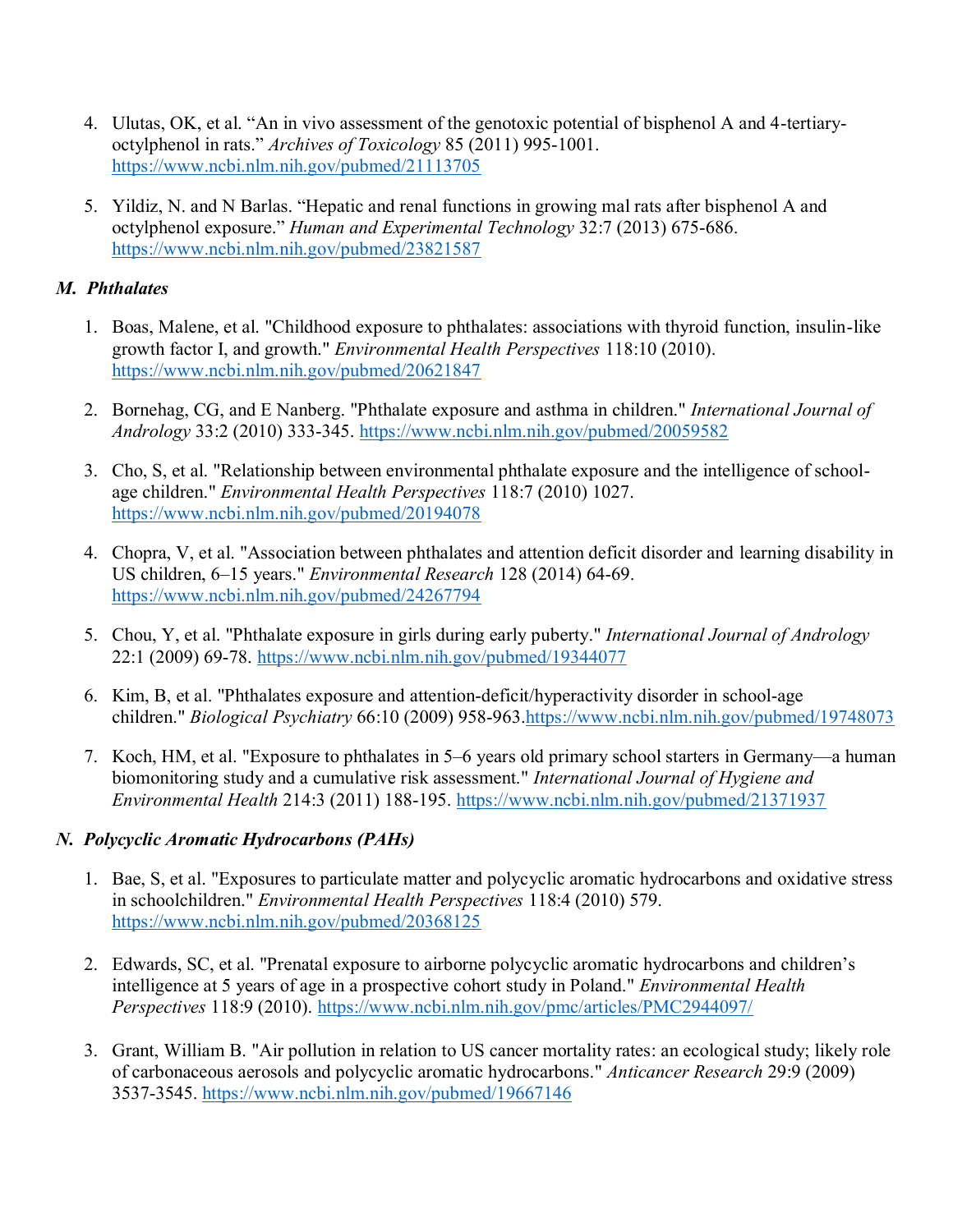4. Ulutas, OK, et al. “An in vivo assessment of the genotoxic potential of bisphenol A and 4-tertiary-octylphenol in rats.” *Archives of Toxicology* 85 (2011) 995-1001. https://www.ncbi.nlm.nih.gov/pubmed/21113705

5. Yildiz, N. and N Barlas. “Hepatic and renal functions in growing mal rats after bisphenol A and octylphenol exposure.” *Human and Experimental Technology* 32:7 (2013) 675-686. https://www.ncbi.nlm.nih.gov/pubmed/23821587

### *M. Phthalates*

1. Boas, Malene, et al. "Childhood exposure to phthalates: associations with thyroid function, insulin-like growth factor I, and growth." *Environmental Health Perspectives* 118:10 (2010). https://www.ncbi.nlm.nih.gov/pubmed/20621847

2. Bornehag, CG, and E Nanberg. "Phthalate exposure and asthma in children." *International Journal of Andrology* 33:2 (2010) 333-345. https://www.ncbi.nlm.nih.gov/pubmed/20059582

3. Cho, S, et al. "Relationship between environmental phthalate exposure and the intelligence of school-age children." *Environmental Health Perspectives* 118:7 (2010) 1027. https://www.ncbi.nlm.nih.gov/pubmed/20194078

4. Chopra, V, et al. "Association between phthalates and attention deficit disorder and learning disability in US children, 6–15 years." *Environmental Research* 128 (2014) 64-69. https://www.ncbi.nlm.nih.gov/pubmed/24267794

5. Chou, Y, et al. "Phthalate exposure in girls during early puberty." *International Journal of Andrology* 22:1 (2009) 69-78. https://www.ncbi.nlm.nih.gov/pubmed/19344077

6. Kim, B, et al. "Phthalates exposure and attention-deficit/hyperactivity disorder in school-age children." *Biological Psychiatry* 66:10 (2009) 958-963.https://www.ncbi.nlm.nih.gov/pubmed/19748073

7. Koch, HM, et al. "Exposure to phthalates in 5–6 years old primary school starters in Germany—a human biomonitoring study and a cumulative risk assessment." *International Journal of Hygiene and Environmental Health* 214:3 (2011) 188-195. https://www.ncbi.nlm.nih.gov/pubmed/21371937

### *N. Polycyclic Aromatic Hydrocarbons (PAHs)*

1. Bae, S, et al. "Exposures to particulate matter and polycyclic aromatic hydrocarbons and oxidative stress in schoolchildren." *Environmental Health Perspectives* 118:4 (2010) 579. https://www.ncbi.nlm.nih.gov/pubmed/20368125

2. Edwards, SC, et al. "Prenatal exposure to airborne polycyclic aromatic hydrocarbons and children’s intelligence at 5 years of age in a prospective cohort study in Poland." *Environmental Health Perspectives* 118:9 (2010). https://www.ncbi.nlm.nih.gov/pmc/articles/PMC2944097/

3. Grant, William B. "Air pollution in relation to US cancer mortality rates: an ecological study; likely role of carbonaceous aerosols and polycyclic aromatic hydrocarbons." *Anticancer Research* 29:9 (2009) 3537-3545. https://www.ncbi.nlm.nih.gov/pubmed/19667146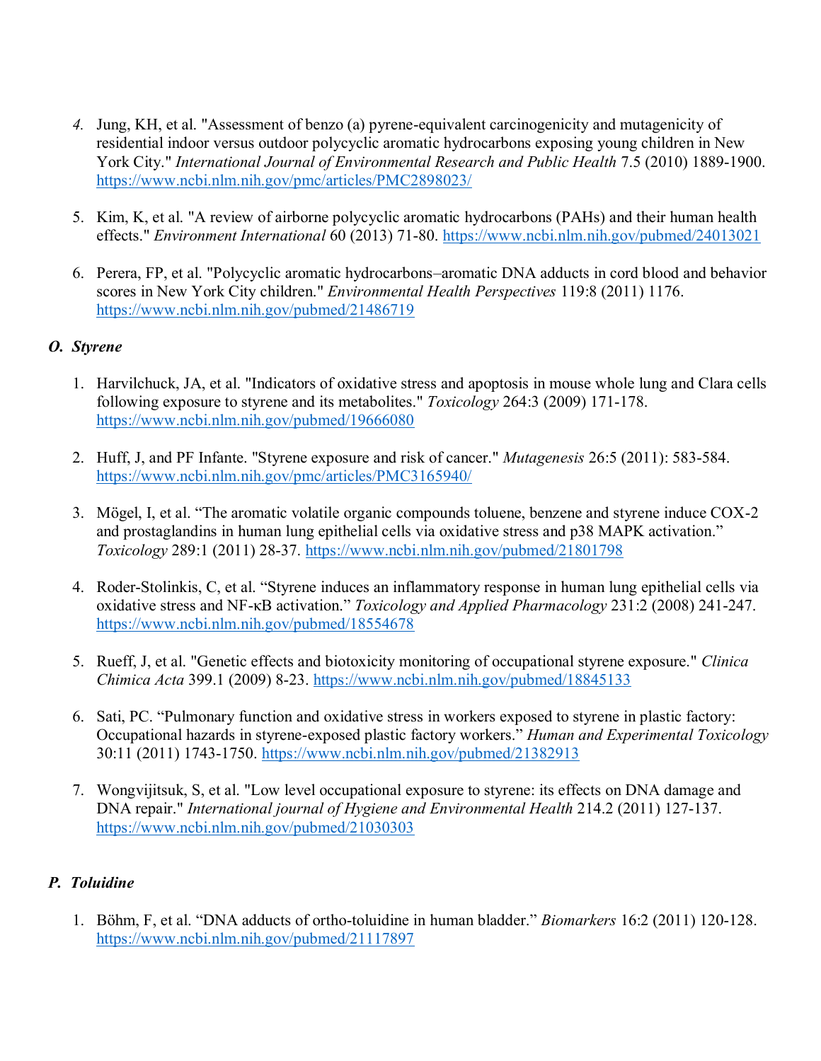4. Jung, KH, et al. "Assessment of benzo (a) pyrene-equivalent carcinogenicity and mutagenicity of residential indoor versus outdoor polycyclic aromatic hydrocarbons exposing young children in New York City." *International Journal of Environmental Research and Public Health* 7.5 (2010) 1889-1900. https://www.ncbi.nlm.nih.gov/pmc/articles/PMC2898023/

5. Kim, K, et al. "A review of airborne polycyclic aromatic hydrocarbons (PAHs) and their human health effects." *Environment International* 60 (2013) 71-80. https://www.ncbi.nlm.nih.gov/pubmed/24013021

6. Perera, FP, et al. "Polycyclic aromatic hydrocarbons–aromatic DNA adducts in cord blood and behavior scores in New York City children." *Environmental Health Perspectives* 119:8 (2011) 1176. https://www.ncbi.nlm.nih.gov/pubmed/21486719

### *O. Styrene*

1. Harvilchuck, JA, et al. "Indicators of oxidative stress and apoptosis in mouse whole lung and Clara cells following exposure to styrene and its metabolites." *Toxicology* 264:3 (2009) 171-178. https://www.ncbi.nlm.nih.gov/pubmed/19666080

2. Huff, J, and PF Infante. "Styrene exposure and risk of cancer." *Mutagenesis* 26:5 (2011): 583-584. https://www.ncbi.nlm.nih.gov/pmc/articles/PMC3165940/

3. Mögel, I, et al. "The aromatic volatile organic compounds toluene, benzene and styrene induce COX-2 and prostaglandins in human lung epithelial cells via oxidative stress and p38 MAPK activation." *Toxicology* 289:1 (2011) 28-37. https://www.ncbi.nlm.nih.gov/pubmed/21801798

4. Roder-Stolinkis, C, et al. "Styrene induces an inflammatory response in human lung epithelial cells via oxidative stress and NF-κB activation." *Toxicology and Applied Pharmacology* 231:2 (2008) 241-247. https://www.ncbi.nlm.nih.gov/pubmed/18554678

5. Rueff, J, et al. "Genetic effects and biotoxicity monitoring of occupational styrene exposure." *Clinica Chimica Acta* 399.1 (2009) 8-23. https://www.ncbi.nlm.nih.gov/pubmed/18845133

6. Sati, PC. "Pulmonary function and oxidative stress in workers exposed to styrene in plastic factory: Occupational hazards in styrene-exposed plastic factory workers." *Human and Experimental Toxicology* 30:11 (2011) 1743-1750. https://www.ncbi.nlm.nih.gov/pubmed/21382913

7. Wongvijitsuk, S, et al. "Low level occupational exposure to styrene: its effects on DNA damage and DNA repair." *International journal of Hygiene and Environmental Health* 214.2 (2011) 127-137. https://www.ncbi.nlm.nih.gov/pubmed/21030303

### *P. Toluidine*

1. Böhm, F, et al. "DNA adducts of ortho-toluidine in human bladder." *Biomarkers* 16:2 (2011) 120-128. https://www.ncbi.nlm.nih.gov/pubmed/21117897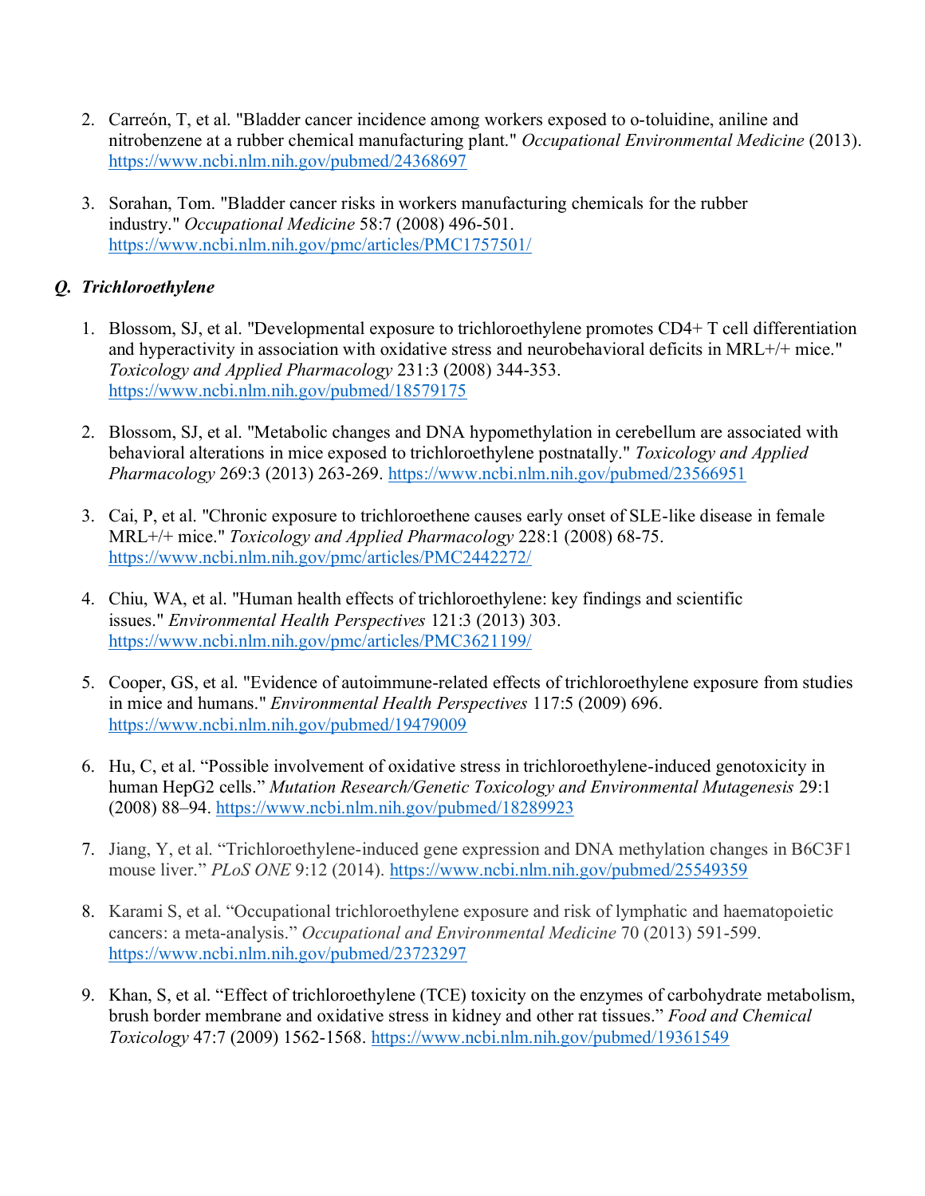2. Carreón, T, et al. "Bladder cancer incidence among workers exposed to o-toluidine, aniline and nitrobenzene at a rubber chemical manufacturing plant." *Occupational Environmental Medicine* (2013). https://www.ncbi.nlm.nih.gov/pubmed/24368697

3. Sorahan, Tom. "Bladder cancer risks in workers manufacturing chemicals for the rubber industry." *Occupational Medicine* 58:7 (2008) 496-501. https://www.ncbi.nlm.nih.gov/pmc/articles/PMC1757501/

### *Q. Trichloroethylene*

1. Blossom, SJ, et al. "Developmental exposure to trichloroethylene promotes CD4+ T cell differentiation and hyperactivity in association with oxidative stress and neurobehavioral deficits in MRL+/+ mice." *Toxicology and Applied Pharmacology* 231:3 (2008) 344-353. https://www.ncbi.nlm.nih.gov/pubmed/18579175

2. Blossom, SJ, et al. "Metabolic changes and DNA hypomethylation in cerebellum are associated with behavioral alterations in mice exposed to trichloroethylene postnatally." *Toxicology and Applied Pharmacology* 269:3 (2013) 263-269. https://www.ncbi.nlm.nih.gov/pubmed/23566951

3. Cai, P, et al. "Chronic exposure to trichloroethene causes early onset of SLE-like disease in female MRL+/+ mice." *Toxicology and Applied Pharmacology* 228:1 (2008) 68-75. https://www.ncbi.nlm.nih.gov/pmc/articles/PMC2442272/

4. Chiu, WA, et al. "Human health effects of trichloroethylene: key findings and scientific issues." *Environmental Health Perspectives* 121:3 (2013) 303. https://www.ncbi.nlm.nih.gov/pmc/articles/PMC3621199/

5. Cooper, GS, et al. "Evidence of autoimmune-related effects of trichloroethylene exposure from studies in mice and humans." *Environmental Health Perspectives* 117:5 (2009) 696. https://www.ncbi.nlm.nih.gov/pubmed/19479009

6. Hu, C, et al. "Possible involvement of oxidative stress in trichloroethylene-induced genotoxicity in human HepG2 cells." *Mutation Research/Genetic Toxicology and Environmental Mutagenesis* 29:1 (2008) 88–94. https://www.ncbi.nlm.nih.gov/pubmed/18289923

7. Jiang, Y, et al. "Trichloroethylene-induced gene expression and DNA methylation changes in B6C3F1 mouse liver." *PLoS ONE* 9:12 (2014). https://www.ncbi.nlm.nih.gov/pubmed/25549359

8. Karami S, et al. "Occupational trichloroethylene exposure and risk of lymphatic and haematopoietic cancers: a meta-analysis." *Occupational and Environmental Medicine* 70 (2013) 591-599. https://www.ncbi.nlm.nih.gov/pubmed/23723297

9. Khan, S, et al. "Effect of trichloroethylene (TCE) toxicity on the enzymes of carbohydrate metabolism, brush border membrane and oxidative stress in kidney and other rat tissues." *Food and Chemical Toxicology* 47:7 (2009) 1562-1568. https://www.ncbi.nlm.nih.gov/pubmed/19361549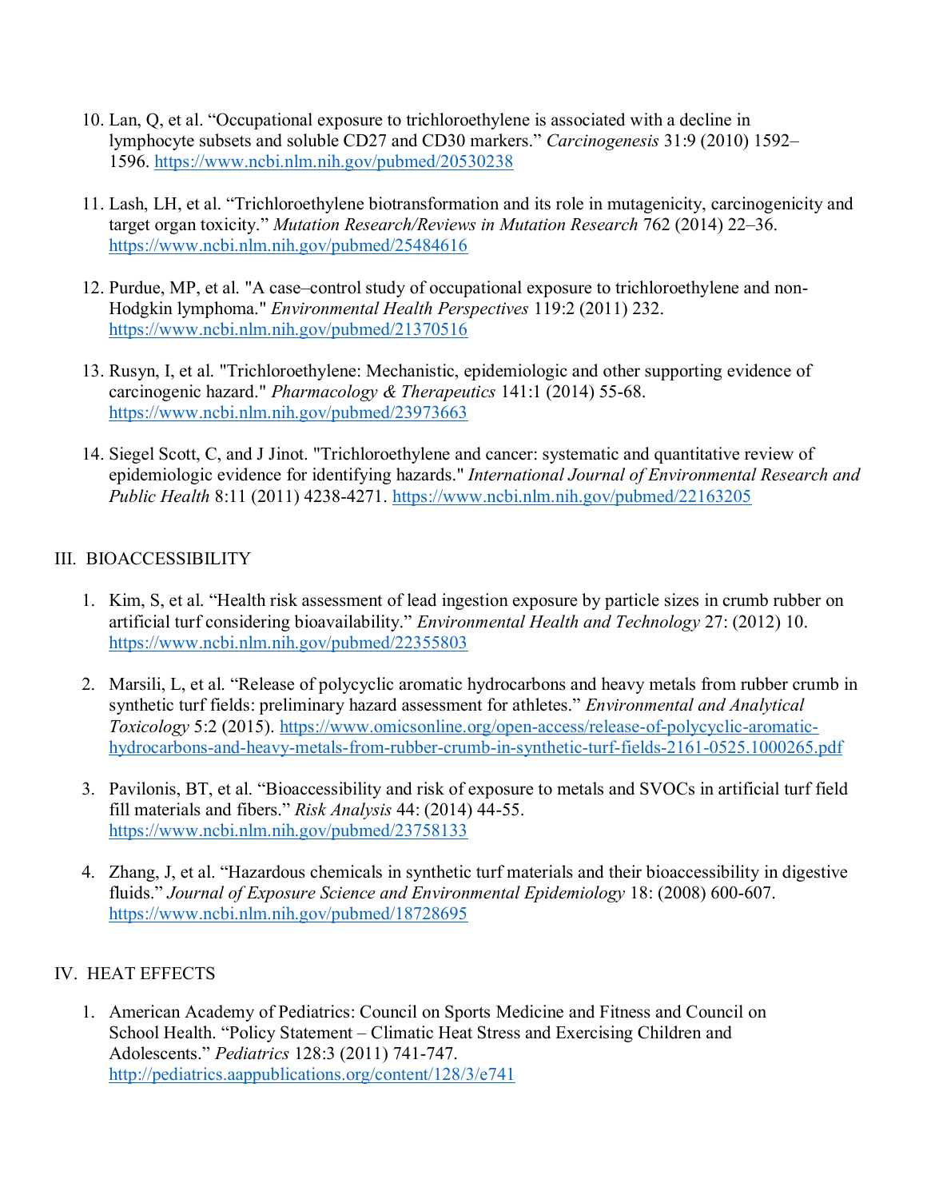10. Lan, Q, et al. "Occupational exposure to trichloroethylene is associated with a decline in lymphocyte subsets and soluble CD27 and CD30 markers." *Carcinogenesis* 31:9 (2010) 1592–1596. https://www.ncbi.nlm.nih.gov/pubmed/20530238

11. Lash, LH, et al. "Trichloroethylene biotransformation and its role in mutagenicity, carcinogenicity and target organ toxicity." *Mutation Research/Reviews in Mutation Research* 762 (2014) 22–36. https://www.ncbi.nlm.nih.gov/pubmed/25484616

12. Purdue, MP, et al. "A case–control study of occupational exposure to trichloroethylene and non-Hodgkin lymphoma." *Environmental Health Perspectives* 119:2 (2011) 232. https://www.ncbi.nlm.nih.gov/pubmed/21370516

13. Rusyn, I, et al. "Trichloroethylene: Mechanistic, epidemiologic and other supporting evidence of carcinogenic hazard." *Pharmacology & Therapeutics* 141:1 (2014) 55-68. https://www.ncbi.nlm.nih.gov/pubmed/23973663

14. Siegel Scott, C, and J Jinot. "Trichloroethylene and cancer: systematic and quantitative review of epidemiologic evidence for identifying hazards." *International Journal of Environmental Research and Public Health* 8:11 (2011) 4238-4271. https://www.ncbi.nlm.nih.gov/pubmed/22163205

## III. BIOACCESSIBILITY

1. Kim, S, et al. "Health risk assessment of lead ingestion exposure by particle sizes in crumb rubber on artificial turf considering bioavailability." *Environmental Health and Technology* 27: (2012) 10. https://www.ncbi.nlm.nih.gov/pubmed/22355803

2. Marsili, L, et al. "Release of polycyclic aromatic hydrocarbons and heavy metals from rubber crumb in synthetic turf fields: preliminary hazard assessment for athletes." *Environmental and Analytical Toxicology* 5:2 (2015). https://www.omicsonline.org/open-access/release-of-polycyclic-aromatic-hydrocarbons-and-heavy-metals-from-rubber-crumb-in-synthetic-turf-fields-2161-0525.1000265.pdf

3. Pavilonis, BT, et al. "Bioaccessibility and risk of exposure to metals and SVOCs in artificial turf field fill materials and fibers." *Risk Analysis* 44: (2014) 44-55. https://www.ncbi.nlm.nih.gov/pubmed/23758133

4. Zhang, J, et al. "Hazardous chemicals in synthetic turf materials and their bioaccessibility in digestive fluids." *Journal of Exposure Science and Environmental Epidemiology* 18: (2008) 600-607. https://www.ncbi.nlm.nih.gov/pubmed/18728695

## IV. HEAT EFFECTS

1. American Academy of Pediatrics: Council on Sports Medicine and Fitness and Council on School Health. "Policy Statement – Climatic Heat Stress and Exercising Children and Adolescents." *Pediatrics* 128:3 (2011) 741-747. http://pediatrics.aappublications.org/content/128/3/e741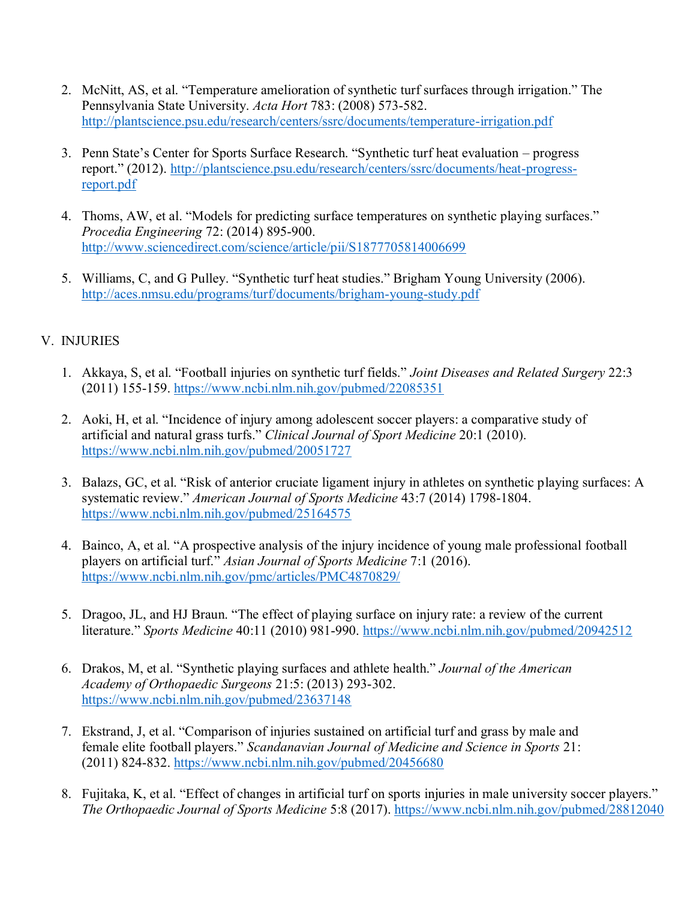2. McNitt, AS, et al. “Temperature amelioration of synthetic turf surfaces through irrigation.” The Pennsylvania State University. *Acta Hort* 783: (2008) 573-582. http://plantscience.psu.edu/research/centers/ssrc/documents/temperature-irrigation.pdf

3. Penn State’s Center for Sports Surface Research. “Synthetic turf heat evaluation – progress report.” (2012). http://plantscience.psu.edu/research/centers/ssrc/documents/heat-progress-report.pdf

4. Thoms, AW, et al. “Models for predicting surface temperatures on synthetic playing surfaces.” *Procedia Engineering* 72: (2014) 895-900. http://www.sciencedirect.com/science/article/pii/S1877705814006699

5. Williams, C, and G Pulley. “Synthetic turf heat studies.” Brigham Young University (2006). http://aces.nmsu.edu/programs/turf/documents/brigham-young-study.pdf

V. INJURIES

1. Akkaya, S, et al. “Football injuries on synthetic turf fields.” *Joint Diseases and Related Surgery* 22:3 (2011) 155-159. https://www.ncbi.nlm.nih.gov/pubmed/22085351

2. Aoki, H, et al. “Incidence of injury among adolescent soccer players: a comparative study of artificial and natural grass turfs.” *Clinical Journal of Sport Medicine* 20:1 (2010). https://www.ncbi.nlm.nih.gov/pubmed/20051727

3. Balazs, GC, et al. “Risk of anterior cruciate ligament injury in athletes on synthetic playing surfaces: A systematic review.” *American Journal of Sports Medicine* 43:7 (2014) 1798-1804. https://www.ncbi.nlm.nih.gov/pubmed/25164575

4. Bainco, A, et al. “A prospective analysis of the injury incidence of young male professional football players on artificial turf.” *Asian Journal of Sports Medicine* 7:1 (2016). https://www.ncbi.nlm.nih.gov/pmc/articles/PMC4870829/

5. Dragoo, JL, and HJ Braun. “The effect of playing surface on injury rate: a review of the current literature.” *Sports Medicine* 40:11 (2010) 981-990. https://www.ncbi.nlm.nih.gov/pubmed/20942512

6. Drakos, M, et al. “Synthetic playing surfaces and athlete health.” *Journal of the American Academy of Orthopaedic Surgeons* 21:5: (2013) 293-302. https://www.ncbi.nlm.nih.gov/pubmed/23637148

7. Ekstrand, J, et al. “Comparison of injuries sustained on artificial turf and grass by male and female elite football players.” *Scandanavian Journal of Medicine and Science in Sports* 21: (2011) 824-832. https://www.ncbi.nlm.nih.gov/pubmed/20456680

8. Fujitaka, K, et al. “Effect of changes in artificial turf on sports injuries in male university soccer players.” *The Orthopaedic Journal of Sports Medicine* 5:8 (2017). https://www.ncbi.nlm.nih.gov/pubmed/28812040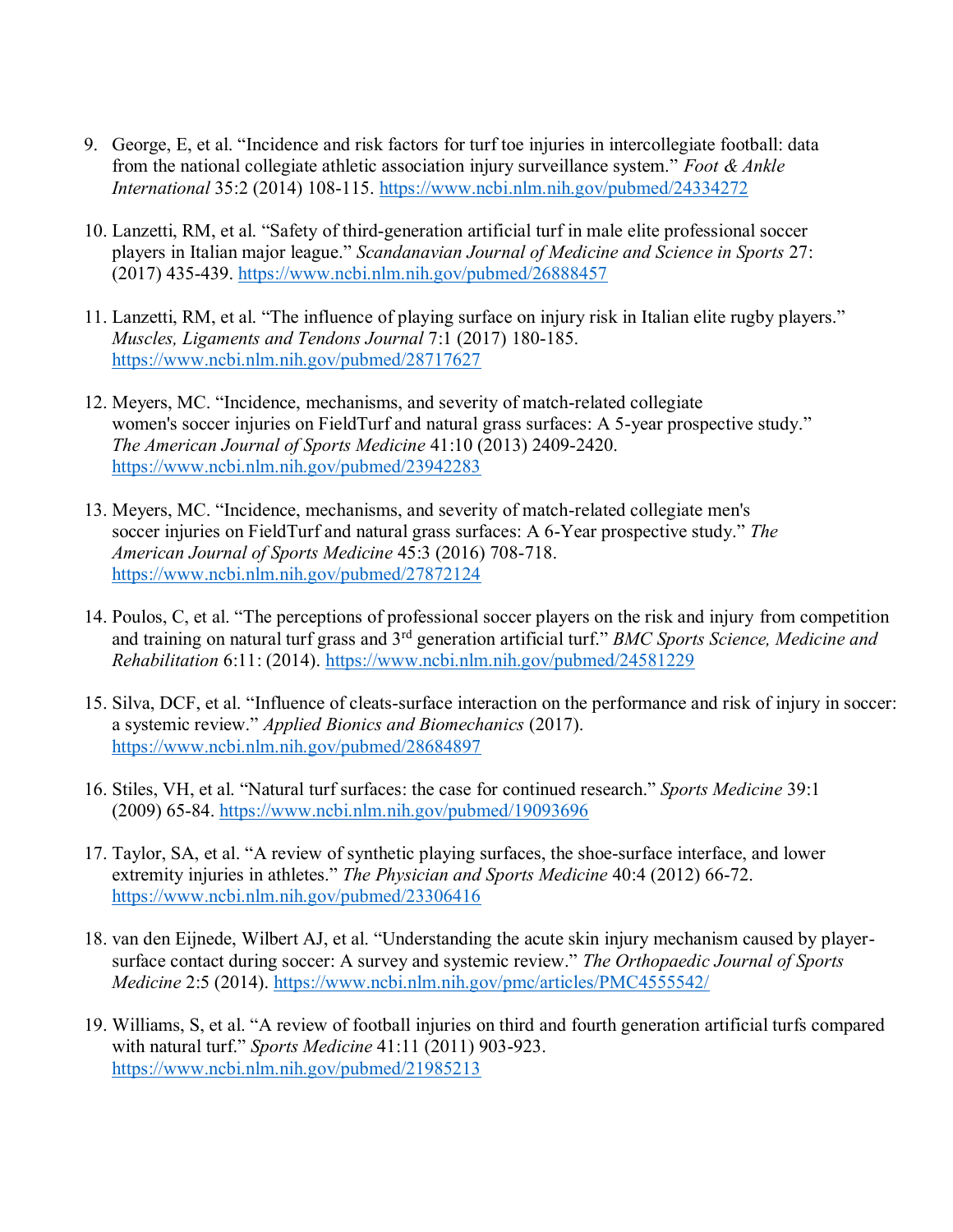9. George, E, et al. “Incidence and risk factors for turf toe injuries in intercollegiate football: data from the national collegiate athletic association injury surveillance system.” *Foot & Ankle International* 35:2 (2014) 108-115. https://www.ncbi.nlm.nih.gov/pubmed/24334272

10. Lanzetti, RM, et al. “Safety of third-generation artificial turf in male elite professional soccer players in Italian major league.” *Scandanavian Journal of Medicine and Science in Sports* 27: (2017) 435-439. https://www.ncbi.nlm.nih.gov/pubmed/26888457

11. Lanzetti, RM, et al. “The influence of playing surface on injury risk in Italian elite rugby players.” *Muscles, Ligaments and Tendons Journal* 7:1 (2017) 180-185. https://www.ncbi.nlm.nih.gov/pubmed/28717627

12. Meyers, MC. “Incidence, mechanisms, and severity of match-related collegiate women's soccer injuries on FieldTurf and natural grass surfaces: A 5-year prospective study.” *The American Journal of Sports Medicine* 41:10 (2013) 2409-2420. https://www.ncbi.nlm.nih.gov/pubmed/23942283

13. Meyers, MC. “Incidence, mechanisms, and severity of match-related collegiate men's soccer injuries on FieldTurf and natural grass surfaces: A 6-Year prospective study.” *The American Journal of Sports Medicine* 45:3 (2016) 708-718. https://www.ncbi.nlm.nih.gov/pubmed/27872124

14. Poulos, C, et al. “The perceptions of professional soccer players on the risk and injury from competition and training on natural turf grass and 3rd generation artificial turf.” *BMC Sports Science, Medicine and Rehabilitation* 6:11: (2014). https://www.ncbi.nlm.nih.gov/pubmed/24581229

15. Silva, DCF, et al. “Influence of cleats-surface interaction on the performance and risk of injury in soccer: a systemic review.” *Applied Bionics and Biomechanics* (2017). https://www.ncbi.nlm.nih.gov/pubmed/28684897

16. Stiles, VH, et al. “Natural turf surfaces: the case for continued research.” *Sports Medicine* 39:1 (2009) 65-84. https://www.ncbi.nlm.nih.gov/pubmed/19093696

17. Taylor, SA, et al. “A review of synthetic playing surfaces, the shoe-surface interface, and lower extremity injuries in athletes.” *The Physician and Sports Medicine* 40:4 (2012) 66-72. https://www.ncbi.nlm.nih.gov/pubmed/23306416

18. van den Eijnede, Wilbert AJ, et al. “Understanding the acute skin injury mechanism caused by player-surface contact during soccer: A survey and systemic review.” *The Orthopaedic Journal of Sports Medicine* 2:5 (2014). https://www.ncbi.nlm.nih.gov/pmc/articles/PMC4555542/

19. Williams, S, et al. “A review of football injuries on third and fourth generation artificial turfs compared with natural turf.” *Sports Medicine* 41:11 (2011) 903-923. https://www.ncbi.nlm.nih.gov/pubmed/21985213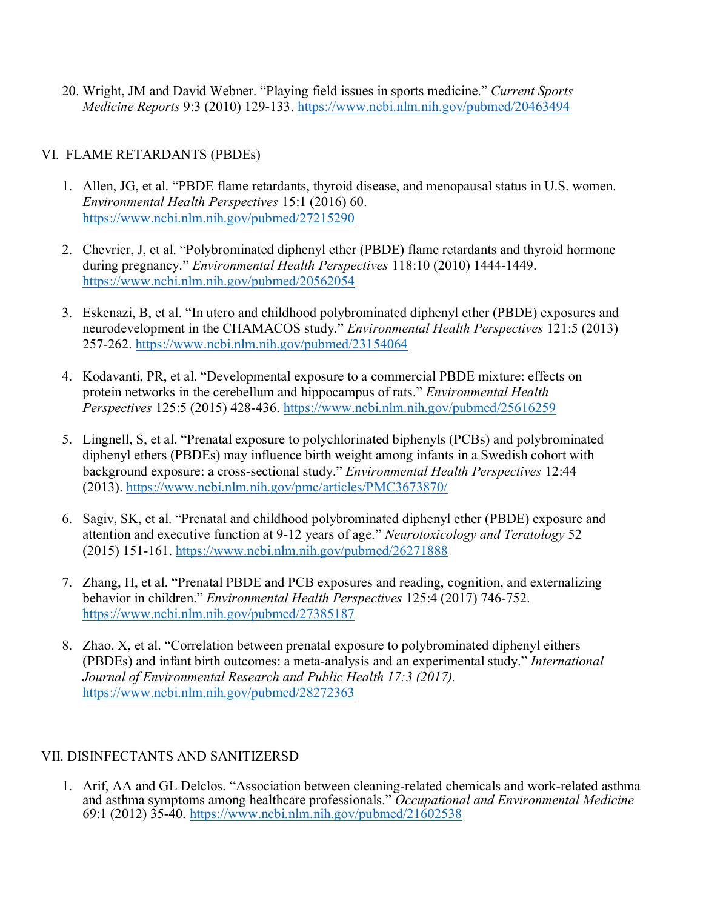20. Wright, JM and David Webner. “Playing field issues in sports medicine.” *Current Sports Medicine Reports* 9:3 (2010) 129-133. https://www.ncbi.nlm.nih.gov/pubmed/20463494

## VI. FLAME RETARDANTS (PBDEs)

1. Allen, JG, et al. “PBDE flame retardants, thyroid disease, and menopausal status in U.S. women. *Environmental Health Perspectives* 15:1 (2016) 60. https://www.ncbi.nlm.nih.gov/pubmed/27215290

2. Chevrier, J, et al. “Polybrominated diphenyl ether (PBDE) flame retardants and thyroid hormone during pregnancy.” *Environmental Health Perspectives* 118:10 (2010) 1444-1449. https://www.ncbi.nlm.nih.gov/pubmed/20562054

3. Eskenazi, B, et al. “In utero and childhood polybrominated diphenyl ether (PBDE) exposures and neurodevelopment in the CHAMACOS study.” *Environmental Health Perspectives* 121:5 (2013) 257-262. https://www.ncbi.nlm.nih.gov/pubmed/23154064

4. Kodavanti, PR, et al. “Developmental exposure to a commercial PBDE mixture: effects on protein networks in the cerebellum and hippocampus of rats.” *Environmental Health Perspectives* 125:5 (2015) 428-436. https://www.ncbi.nlm.nih.gov/pubmed/25616259

5. Lingnell, S, et al. “Prenatal exposure to polychlorinated biphenyls (PCBs) and polybrominated diphenyl ethers (PBDEs) may influence birth weight among infants in a Swedish cohort with background exposure: a cross-sectional study.” *Environmental Health Perspectives* 12:44 (2013). https://www.ncbi.nlm.nih.gov/pmc/articles/PMC3673870/

6. Sagiv, SK, et al. “Prenatal and childhood polybrominated diphenyl ether (PBDE) exposure and attention and executive function at 9-12 years of age.” *Neurotoxicology and Teratology* 52 (2015) 151-161. https://www.ncbi.nlm.nih.gov/pubmed/26271888

7. Zhang, H, et al. “Prenatal PBDE and PCB exposures and reading, cognition, and externalizing behavior in children.” *Environmental Health Perspectives* 125:4 (2017) 746-752. https://www.ncbi.nlm.nih.gov/pubmed/27385187

8. Zhao, X, et al. “Correlation between prenatal exposure to polybrominated diphenyl eithers (PBDEs) and infant birth outcomes: a meta-analysis and an experimental study.” *International Journal of Environmental Research and Public Health 17:3 (2017).* https://www.ncbi.nlm.nih.gov/pubmed/28272363

## VII. DISINFECTANTS AND SANITIZERSD

1. Arif, AA and GL Delclos. “Association between cleaning-related chemicals and work-related asthma and asthma symptoms among healthcare professionals.” *Occupational and Environmental Medicine* 69:1 (2012) 35-40. https://www.ncbi.nlm.nih.gov/pubmed/21602538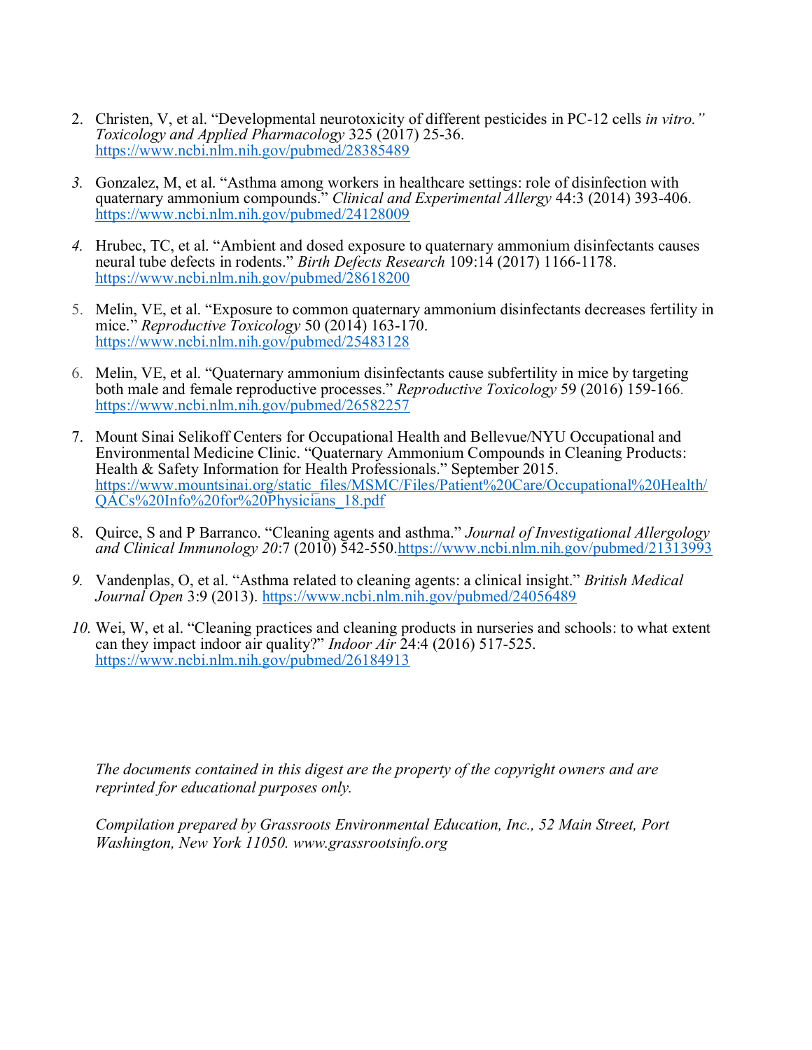2. Christen, V, et al. "Developmental neurotoxicity of different pesticides in PC-12 cells *in vitro." Toxicology and Applied Pharmacology* 325 (2017) 25-36. https://www.ncbi.nlm.nih.gov/pubmed/28385489

3. Gonzalez, M, et al. "Asthma among workers in healthcare settings: role of disinfection with quaternary ammonium compounds." *Clinical and Experimental Allergy* 44:3 (2014) 393-406. https://www.ncbi.nlm.nih.gov/pubmed/24128009

4. Hrubec, TC, et al. "Ambient and dosed exposure to quaternary ammonium disinfectants causes neural tube defects in rodents." *Birth Defects Research* 109:14 (2017) 1166-1178. https://www.ncbi.nlm.nih.gov/pubmed/28618200

5. Melin, VE, et al. "Exposure to common quaternary ammonium disinfectants decreases fertility in mice." *Reproductive Toxicology* 50 (2014) 163-170. https://www.ncbi.nlm.nih.gov/pubmed/25483128

6. Melin, VE, et al. "Quaternary ammonium disinfectants cause subfertility in mice by targeting both male and female reproductive processes." *Reproductive Toxicology* 59 (2016) 159-166. https://www.ncbi.nlm.nih.gov/pubmed/26582257

7. Mount Sinai Selikoff Centers for Occupational Health and Bellevue/NYU Occupational and Environmental Medicine Clinic. "Quaternary Ammonium Compounds in Cleaning Products: Health & Safety Information for Health Professionals." September 2015. https://www.mountsinai.org/static_files/MSMC/Files/Patient%20Care/Occupational%20Health/QACs%20Info%20for%20Physicians_18.pdf

8. Quirce, S and P Barranco. "Cleaning agents and asthma." *Journal of Investigational Allergology and Clinical Immunology 20*:7 (2010) 542-550.https://www.ncbi.nlm.nih.gov/pubmed/21313993

9. Vandenplas, O, et al. "Asthma related to cleaning agents: a clinical insight." *British Medical Journal Open* 3:9 (2013). https://www.ncbi.nlm.nih.gov/pubmed/24056489

10. Wei, W, et al. "Cleaning practices and cleaning products in nurseries and schools: to what extent can they impact indoor air quality?" *Indoor Air* 24:4 (2016) 517-525. https://www.ncbi.nlm.nih.gov/pubmed/26184913

*The documents contained in this digest are the property of the copyright owners and are reprinted for educational purposes only.*

*Compilation prepared by Grassroots Environmental Education, Inc., 52 Main Street, Port Washington, New York 11050. www.grassrootsinfo.org*